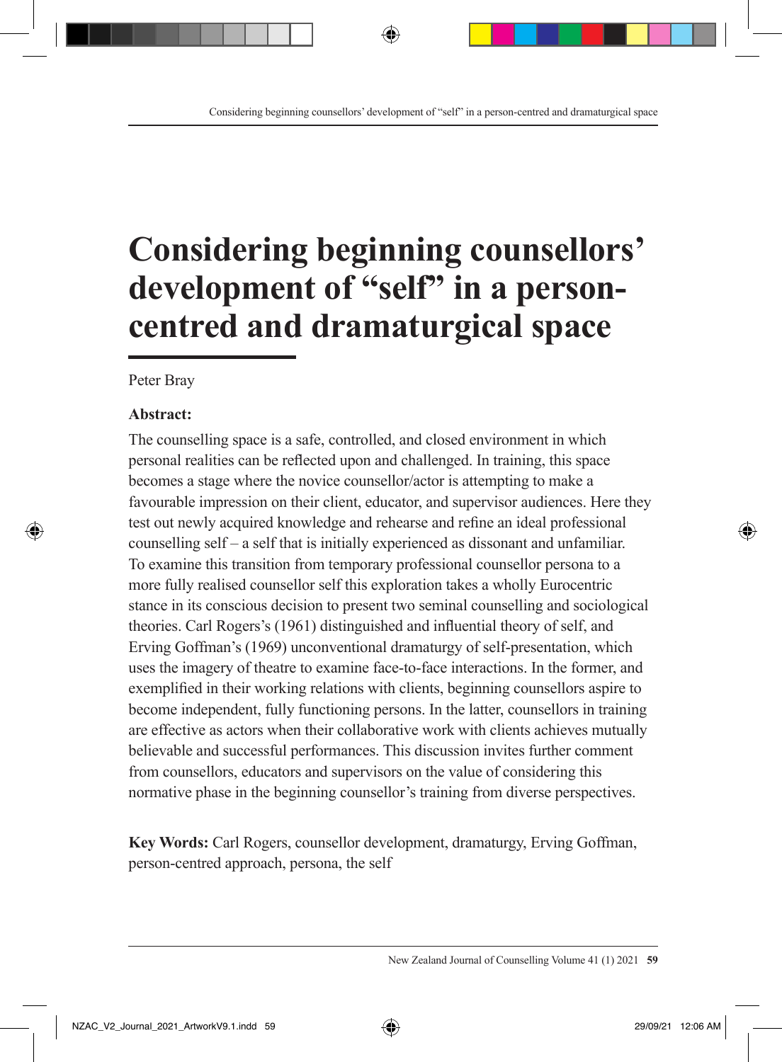# Considering beginning counsellors' development of "self" in a person-centred and dramaturgical space

Peter Bray

**Abstract:**

The counselling space is a safe, controlled, and closed environment in which personal realities can be reflected upon and challenged. In training, this space becomes a stage where the novice counsellor/actor is attempting to make a favourable impression on their client, educator, and supervisor audiences. Here they test out newly acquired knowledge and rehearse and refine an ideal professional counselling self – a self that is initially experienced as dissonant and unfamiliar. To examine this transition from temporary professional counsellor persona to a more fully realised counsellor self this exploration takes a wholly Eurocentric stance in its conscious decision to present two seminal counselling and sociological theories. Carl Rogers's (1961) distinguished and influential theory of self, and Erving Goffman's (1969) unconventional dramaturgy of self-presentation, which uses the imagery of theatre to examine face-to-face interactions. In the former, and exemplified in their working relations with clients, beginning counsellors aspire to become independent, fully functioning persons. In the latter, counsellors in training are effective as actors when their collaborative work with clients achieves mutually believable and successful performances. This discussion invites further comment from counsellors, educators and supervisors on the value of considering this normative phase in the beginning counsellor's training from diverse perspectives.

**Key Words:** Carl Rogers, counsellor development, dramaturgy, Erving Goffman, person-centred approach, persona, the self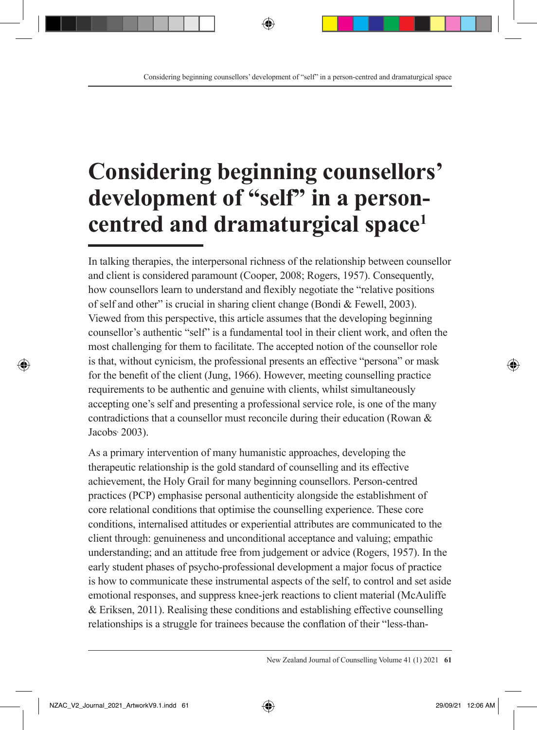# Considering beginning counsellors' development of "self" in a person-centred and dramaturgical space[1]

In talking therapies, the interpersonal richness of the relationship between counsellor and client is considered paramount (Cooper, 2008; Rogers, 1957). Consequently, how counsellors learn to understand and flexibly negotiate the "relative positions of self and other" is crucial in sharing client change (Bondi & Fewell, 2003). Viewed from this perspective, this article assumes that the developing beginning counsellor's authentic "self" is a fundamental tool in their client work, and often the most challenging for them to facilitate. The accepted notion of the counsellor role is that, without cynicism, the professional presents an effective "persona" or mask for the benefit of the client (Jung, 1966). However, meeting counselling practice requirements to be authentic and genuine with clients, whilst simultaneously accepting one's self and presenting a professional service role, is one of the many contradictions that a counsellor must reconcile during their education (Rowan & Jacobs, 2003).

As a primary intervention of many humanistic approaches, developing the therapeutic relationship is the gold standard of counselling and its effective achievement, the Holy Grail for many beginning counsellors. Person-centred practices (PCP) emphasise personal authenticity alongside the establishment of core relational conditions that optimise the counselling experience. These core conditions, internalised attitudes or experiential attributes are communicated to the client through: genuineness and unconditional acceptance and valuing; empathic understanding; and an attitude free from judgement or advice (Rogers, 1957). In the early student phases of psycho-professional development a major focus of practice is how to communicate these instrumental aspects of the self, to control and set aside emotional responses, and suppress knee-jerk reactions to client material (McAuliffe & Eriksen, 2011). Realising these conditions and establishing effective counselling relationships is a struggle for trainees because the conflation of their "less-than-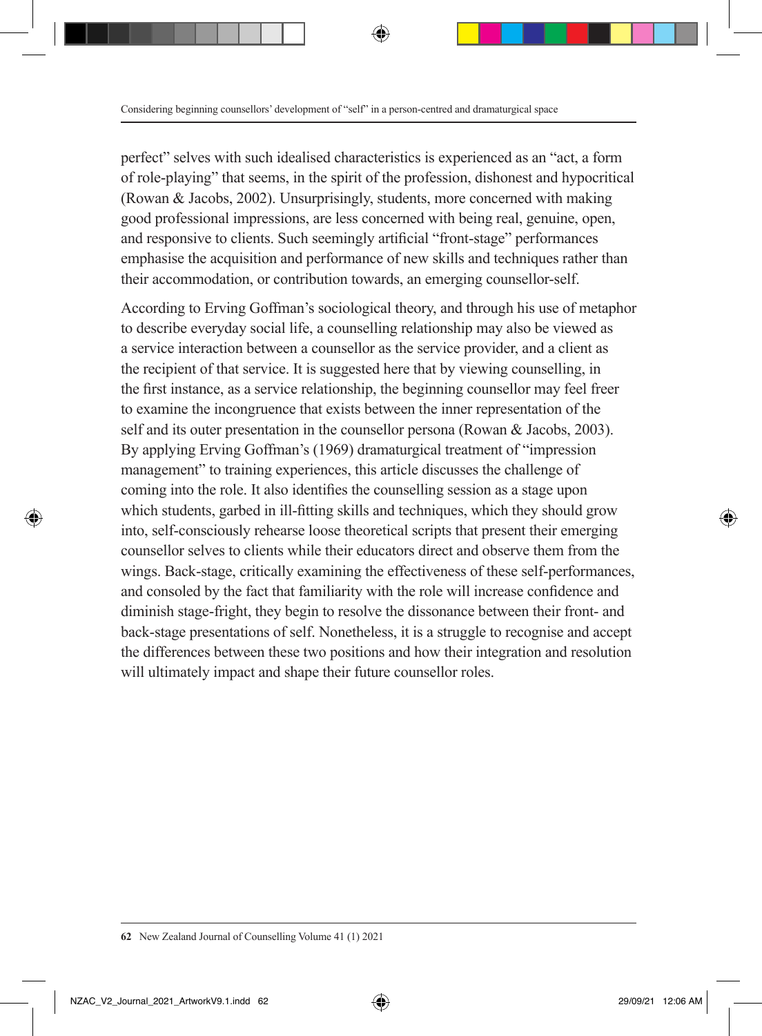perfect" selves with such idealised characteristics is experienced as an "act, a form of role-playing" that seems, in the spirit of the profession, dishonest and hypocritical (Rowan & Jacobs, 2002). Unsurprisingly, students, more concerned with making good professional impressions, are less concerned with being real, genuine, open, and responsive to clients. Such seemingly artificial "front-stage" performances emphasise the acquisition and performance of new skills and techniques rather than their accommodation, or contribution towards, an emerging counsellor-self.

According to Erving Goffman's sociological theory, and through his use of metaphor to describe everyday social life, a counselling relationship may also be viewed as a service interaction between a counsellor as the service provider, and a client as the recipient of that service. It is suggested here that by viewing counselling, in the first instance, as a service relationship, the beginning counsellor may feel freer to examine the incongruence that exists between the inner representation of the self and its outer presentation in the counsellor persona (Rowan & Jacobs, 2003). By applying Erving Goffman's (1969) dramaturgical treatment of "impression management" to training experiences, this article discusses the challenge of coming into the role. It also identifies the counselling session as a stage upon which students, garbed in ill-fitting skills and techniques, which they should grow into, self-consciously rehearse loose theoretical scripts that present their emerging counsellor selves to clients while their educators direct and observe them from the wings. Back-stage, critically examining the effectiveness of these self-performances, and consoled by the fact that familiarity with the role will increase confidence and diminish stage-fright, they begin to resolve the dissonance between their front- and back-stage presentations of self. Nonetheless, it is a struggle to recognise and accept the differences between these two positions and how their integration and resolution will ultimately impact and shape their future counsellor roles.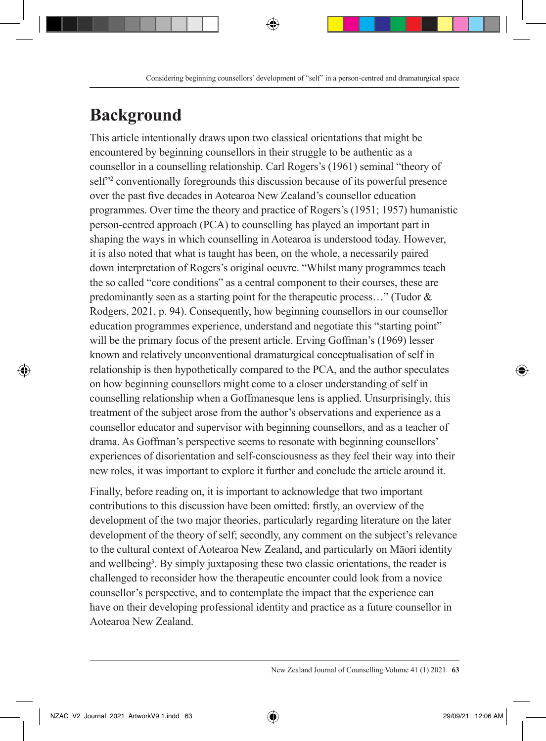## Background

This article intentionally draws upon two classical orientations that might be encountered by beginning counsellors in their struggle to be authentic as a counsellor in a counselling relationship. Carl Rogers's (1961) seminal "theory of self"[2] conventionally foregrounds this discussion because of its powerful presence over the past five decades in Aotearoa New Zealand's counsellor education programmes. Over time the theory and practice of Rogers's (1951; 1957) humanistic person-centred approach (PCA) to counselling has played an important part in shaping the ways in which counselling in Aotearoa is understood today. However, it is also noted that what is taught has been, on the whole, a necessarily paired down interpretation of Rogers's original oeuvre. "Whilst many programmes teach the so called "core conditions" as a central component to their courses, these are predominantly seen as a starting point for the therapeutic process…" (Tudor & Rodgers, 2021, p. 94). Consequently, how beginning counsellors in our counsellor education programmes experience, understand and negotiate this "starting point" will be the primary focus of the present article. Erving Goffman's (1969) lesser known and relatively unconventional dramaturgical conceptualisation of self in relationship is then hypothetically compared to the PCA, and the author speculates on how beginning counsellors might come to a closer understanding of self in counselling relationship when a Goffmanesque lens is applied. Unsurprisingly, this treatment of the subject arose from the author's observations and experience as a counsellor educator and supervisor with beginning counsellors, and as a teacher of drama. As Goffman's perspective seems to resonate with beginning counsellors' experiences of disorientation and self-consciousness as they feel their way into their new roles, it was important to explore it further and conclude the article around it.

Finally, before reading on, it is important to acknowledge that two important contributions to this discussion have been omitted: firstly, an overview of the development of the two major theories, particularly regarding literature on the later development of the theory of self; secondly, any comment on the subject's relevance to the cultural context of Aotearoa New Zealand, and particularly on Māori identity and wellbeing[3]. By simply juxtaposing these two classic orientations, the reader is challenged to reconsider how the therapeutic encounter could look from a novice counsellor's perspective, and to contemplate the impact that the experience can have on their developing professional identity and practice as a future counsellor in Aotearoa New Zealand.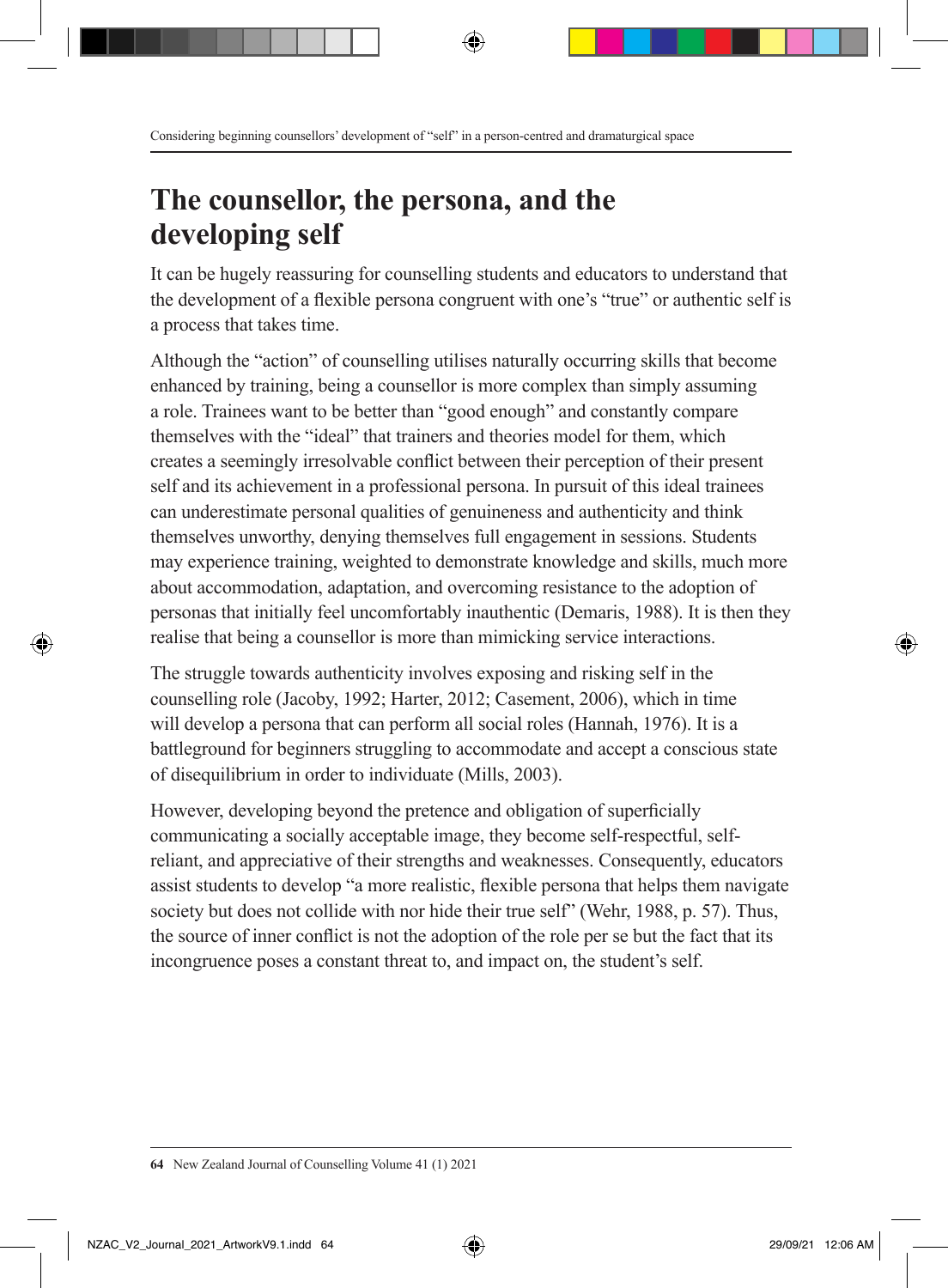## The counsellor, the persona, and the developing self

It can be hugely reassuring for counselling students and educators to understand that the development of a flexible persona congruent with one's "true" or authentic self is a process that takes time.

Although the "action" of counselling utilises naturally occurring skills that become enhanced by training, being a counsellor is more complex than simply assuming a role. Trainees want to be better than "good enough" and constantly compare themselves with the "ideal" that trainers and theories model for them, which creates a seemingly irresolvable conflict between their perception of their present self and its achievement in a professional persona. In pursuit of this ideal trainees can underestimate personal qualities of genuineness and authenticity and think themselves unworthy, denying themselves full engagement in sessions. Students may experience training, weighted to demonstrate knowledge and skills, much more about accommodation, adaptation, and overcoming resistance to the adoption of personas that initially feel uncomfortably inauthentic (Demaris, 1988). It is then they realise that being a counsellor is more than mimicking service interactions.

The struggle towards authenticity involves exposing and risking self in the counselling role (Jacoby, 1992; Harter, 2012; Casement, 2006), which in time will develop a persona that can perform all social roles (Hannah, 1976). It is a battleground for beginners struggling to accommodate and accept a conscious state of disequilibrium in order to individuate (Mills, 2003).

However, developing beyond the pretence and obligation of superficially communicating a socially acceptable image, they become self-respectful, self-reliant, and appreciative of their strengths and weaknesses. Consequently, educators assist students to develop "a more realistic, flexible persona that helps them navigate society but does not collide with nor hide their true self" (Wehr, 1988, p. 57). Thus, the source of inner conflict is not the adoption of the role per se but the fact that its incongruence poses a constant threat to, and impact on, the student's self.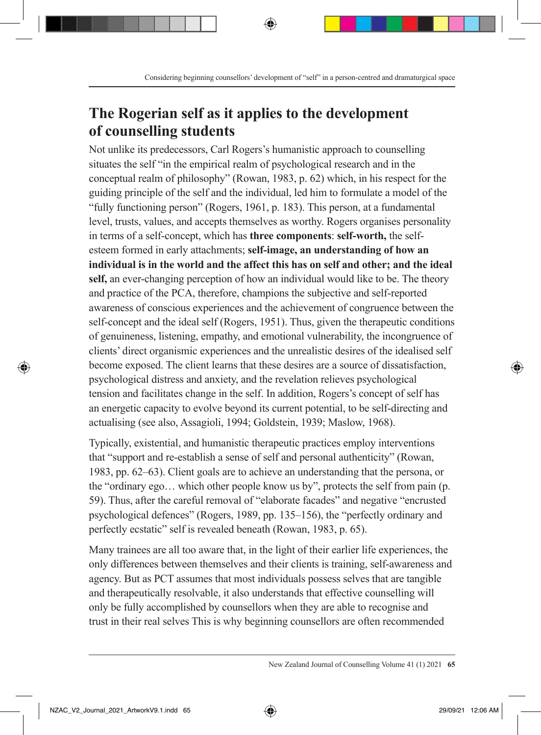## The Rogerian self as it applies to the development of counselling students

Not unlike its predecessors, Carl Rogers's humanistic approach to counselling situates the self "in the empirical realm of psychological research and in the conceptual realm of philosophy" (Rowan, 1983, p. 62) which, in his respect for the guiding principle of the self and the individual, led him to formulate a model of the "fully functioning person" (Rogers, 1961, p. 183). This person, at a fundamental level, trusts, values, and accepts themselves as worthy. Rogers organises personality in terms of a self-concept, which has **three components**: **self-worth,** the self-esteem formed in early attachments; **self-image, an understanding of how an individual is in the world and the affect this has on self and other; and the ideal self,** an ever-changing perception of how an individual would like to be. The theory and practice of the PCA, therefore, champions the subjective and self-reported awareness of conscious experiences and the achievement of congruence between the self-concept and the ideal self (Rogers, 1951). Thus, given the therapeutic conditions of genuineness, listening, empathy, and emotional vulnerability, the incongruence of clients' direct organismic experiences and the unrealistic desires of the idealised self become exposed. The client learns that these desires are a source of dissatisfaction, psychological distress and anxiety, and the revelation relieves psychological tension and facilitates change in the self. In addition, Rogers's concept of self has an energetic capacity to evolve beyond its current potential, to be self-directing and actualising (see also, Assagioli, 1994; Goldstein, 1939; Maslow, 1968).

Typically, existential, and humanistic therapeutic practices employ interventions that "support and re-establish a sense of self and personal authenticity" (Rowan, 1983, pp. 62–63). Client goals are to achieve an understanding that the persona, or the "ordinary ego… which other people know us by", protects the self from pain (p. 59). Thus, after the careful removal of "elaborate facades" and negative "encrusted psychological defences" (Rogers, 1989, pp. 135–156), the "perfectly ordinary and perfectly ecstatic" self is revealed beneath (Rowan, 1983, p. 65).

Many trainees are all too aware that, in the light of their earlier life experiences, the only differences between themselves and their clients is training, self-awareness and agency. But as PCT assumes that most individuals possess selves that are tangible and therapeutically resolvable, it also understands that effective counselling will only be fully accomplished by counsellors when they are able to recognise and trust in their real selves This is why beginning counsellors are often recommended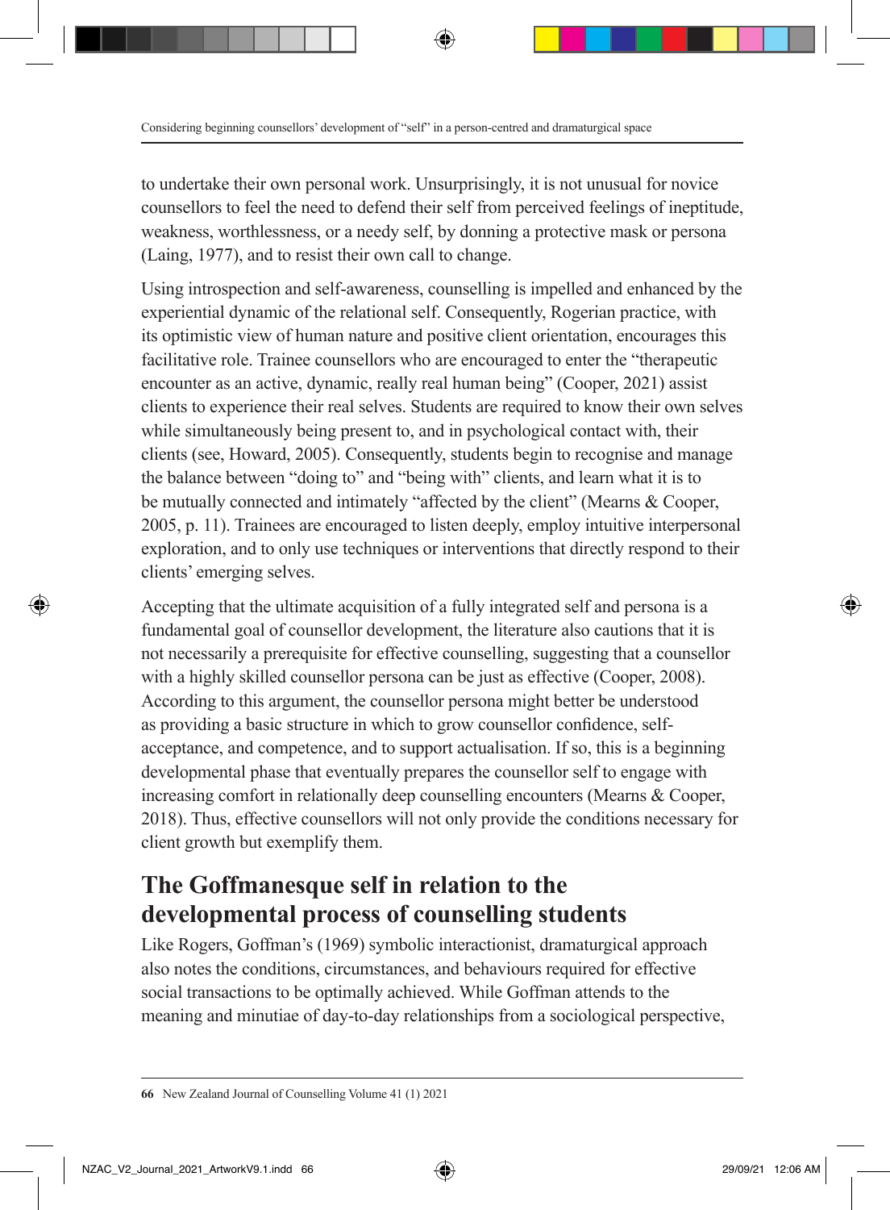to undertake their own personal work. Unsurprisingly, it is not unusual for novice counsellors to feel the need to defend their self from perceived feelings of ineptitude, weakness, worthlessness, or a needy self, by donning a protective mask or persona (Laing, 1977), and to resist their own call to change.

Using introspection and self-awareness, counselling is impelled and enhanced by the experiential dynamic of the relational self. Consequently, Rogerian practice, with its optimistic view of human nature and positive client orientation, encourages this facilitative role. Trainee counsellors who are encouraged to enter the "therapeutic encounter as an active, dynamic, really real human being" (Cooper, 2021) assist clients to experience their real selves. Students are required to know their own selves while simultaneously being present to, and in psychological contact with, their clients (see, Howard, 2005). Consequently, students begin to recognise and manage the balance between "doing to" and "being with" clients, and learn what it is to be mutually connected and intimately "affected by the client" (Mearns & Cooper, 2005, p. 11). Trainees are encouraged to listen deeply, employ intuitive interpersonal exploration, and to only use techniques or interventions that directly respond to their clients' emerging selves.

Accepting that the ultimate acquisition of a fully integrated self and persona is a fundamental goal of counsellor development, the literature also cautions that it is not necessarily a prerequisite for effective counselling, suggesting that a counsellor with a highly skilled counsellor persona can be just as effective (Cooper, 2008). According to this argument, the counsellor persona might better be understood as providing a basic structure in which to grow counsellor confidence, self-acceptance, and competence, and to support actualisation. If so, this is a beginning developmental phase that eventually prepares the counsellor self to engage with increasing comfort in relationally deep counselling encounters (Mearns & Cooper, 2018). Thus, effective counsellors will not only provide the conditions necessary for client growth but exemplify them.

## The Goffmanesque self in relation to the developmental process of counselling students

Like Rogers, Goffman's (1969) symbolic interactionist, dramaturgical approach also notes the conditions, circumstances, and behaviours required for effective social transactions to be optimally achieved. While Goffman attends to the meaning and minutiae of day-to-day relationships from a sociological perspective,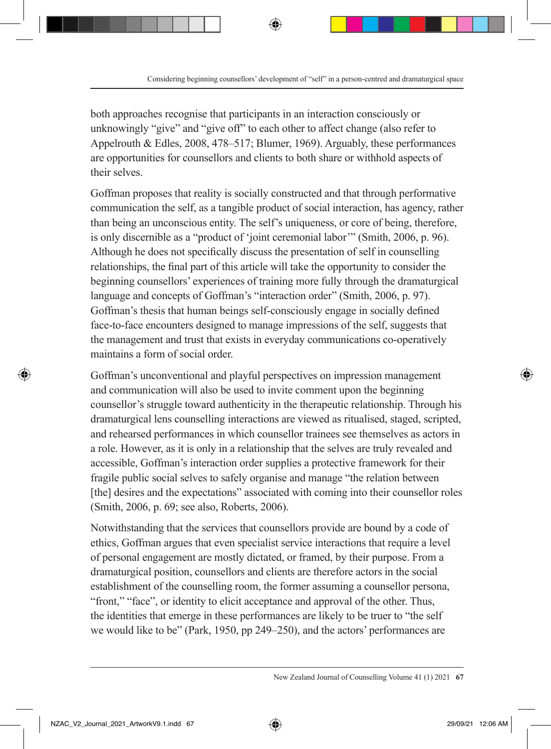both approaches recognise that participants in an interaction consciously or unknowingly "give" and "give off" to each other to affect change (also refer to Appelrouth & Edles, 2008, 478–517; Blumer, 1969). Arguably, these performances are opportunities for counsellors and clients to both share or withhold aspects of their selves.

Goffman proposes that reality is socially constructed and that through performative communication the self, as a tangible product of social interaction, has agency, rather than being an unconscious entity. The self's uniqueness, or core of being, therefore, is only discernible as a "product of 'joint ceremonial labor'" (Smith, 2006, p. 96). Although he does not specifically discuss the presentation of self in counselling relationships, the final part of this article will take the opportunity to consider the beginning counsellors' experiences of training more fully through the dramaturgical language and concepts of Goffman's "interaction order" (Smith, 2006, p. 97). Goffman's thesis that human beings self-consciously engage in socially defined face-to-face encounters designed to manage impressions of the self, suggests that the management and trust that exists in everyday communications co-operatively maintains a form of social order.

Goffman's unconventional and playful perspectives on impression management and communication will also be used to invite comment upon the beginning counsellor's struggle toward authenticity in the therapeutic relationship. Through his dramaturgical lens counselling interactions are viewed as ritualised, staged, scripted, and rehearsed performances in which counsellor trainees see themselves as actors in a role. However, as it is only in a relationship that the selves are truly revealed and accessible, Goffman's interaction order supplies a protective framework for their fragile public social selves to safely organise and manage "the relation between [the] desires and the expectations" associated with coming into their counsellor roles (Smith, 2006, p. 69; see also, Roberts, 2006).

Notwithstanding that the services that counsellors provide are bound by a code of ethics, Goffman argues that even specialist service interactions that require a level of personal engagement are mostly dictated, or framed, by their purpose. From a dramaturgical position, counsellors and clients are therefore actors in the social establishment of the counselling room, the former assuming a counsellor persona, "front," "face", or identity to elicit acceptance and approval of the other. Thus, the identities that emerge in these performances are likely to be truer to "the self we would like to be" (Park, 1950, pp 249–250), and the actors' performances are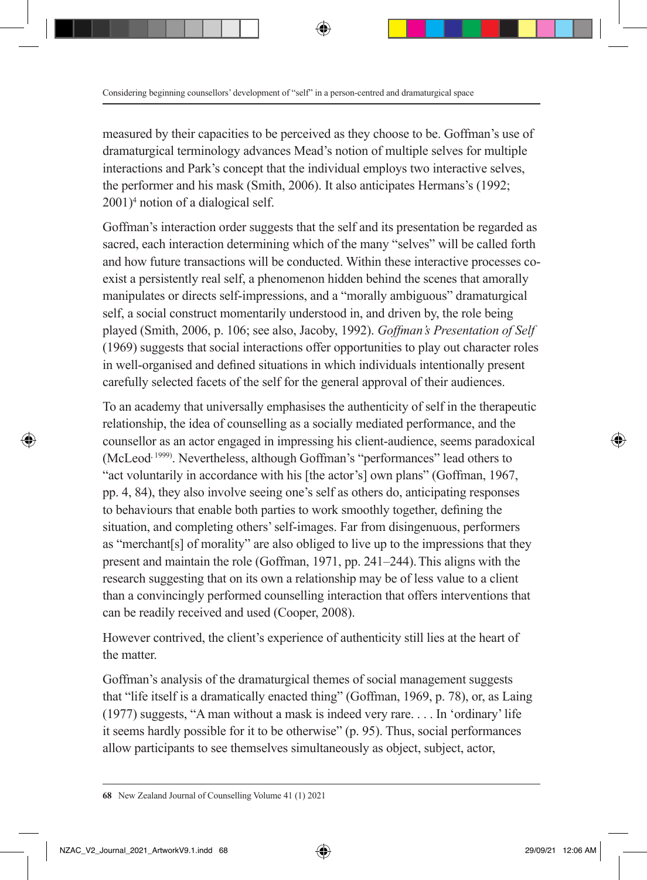measured by their capacities to be perceived as they choose to be. Goffman's use of dramaturgical terminology advances Mead's notion of multiple selves for multiple interactions and Park's concept that the individual employs two interactive selves, the performer and his mask (Smith, 2006). It also anticipates Hermans's (1992; 2001)[4] notion of a dialogical self.

Goffman's interaction order suggests that the self and its presentation be regarded as sacred, each interaction determining which of the many "selves" will be called forth and how future transactions will be conducted. Within these interactive processes co-exist a persistently real self, a phenomenon hidden behind the scenes that amorally manipulates or directs self-impressions, and a "morally ambiguous" dramaturgical self, a social construct momentarily understood in, and driven by, the role being played (Smith, 2006, p. 106; see also, Jacoby, 1992). *Goffman's Presentation of Self* (1969) suggests that social interactions offer opportunities to play out character roles in well-organised and defined situations in which individuals intentionally present carefully selected facets of the self for the general approval of their audiences.

To an academy that universally emphasises the authenticity of self in the therapeutic relationship, the idea of counselling as a socially mediated performance, and the counsellor as an actor engaged in impressing his client-audience, seems paradoxical (McLeod, 1999). Nevertheless, although Goffman's "performances" lead others to "act voluntarily in accordance with his [the actor's] own plans" (Goffman, 1967, pp. 4, 84), they also involve seeing one's self as others do, anticipating responses to behaviours that enable both parties to work smoothly together, defining the situation, and completing others' self-images. Far from disingenuous, performers as "merchant[s] of morality" are also obliged to live up to the impressions that they present and maintain the role (Goffman, 1971, pp. 241–244). This aligns with the research suggesting that on its own a relationship may be of less value to a client than a convincingly performed counselling interaction that offers interventions that can be readily received and used (Cooper, 2008).

However contrived, the client's experience of authenticity still lies at the heart of the matter.

Goffman's analysis of the dramaturgical themes of social management suggests that "life itself is a dramatically enacted thing" (Goffman, 1969, p. 78), or, as Laing (1977) suggests, "A man without a mask is indeed very rare. . . . In 'ordinary' life it seems hardly possible for it to be otherwise" (p. 95). Thus, social performances allow participants to see themselves simultaneously as object, subject, actor,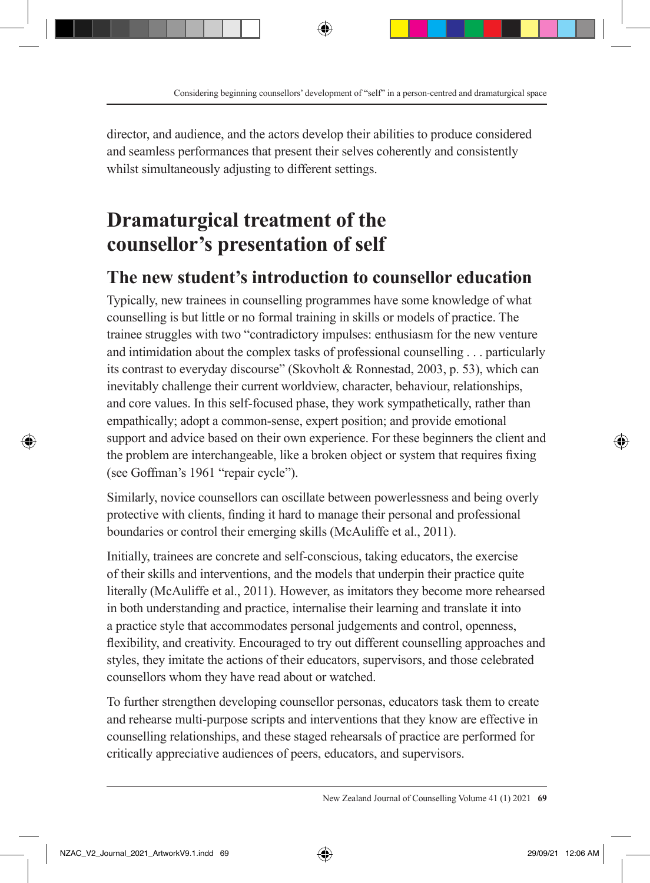director, and audience, and the actors develop their abilities to produce considered and seamless performances that present their selves coherently and consistently whilst simultaneously adjusting to different settings.

# Dramaturgical treatment of the counsellor's presentation of self

## The new student's introduction to counsellor education

Typically, new trainees in counselling programmes have some knowledge of what counselling is but little or no formal training in skills or models of practice. The trainee struggles with two "contradictory impulses: enthusiasm for the new venture and intimidation about the complex tasks of professional counselling . . . particularly its contrast to everyday discourse" (Skovholt & Ronnestad, 2003, p. 53), which can inevitably challenge their current worldview, character, behaviour, relationships, and core values. In this self-focused phase, they work sympathetically, rather than empathically; adopt a common-sense, expert position; and provide emotional support and advice based on their own experience. For these beginners the client and the problem are interchangeable, like a broken object or system that requires fixing (see Goffman's 1961 "repair cycle").

Similarly, novice counsellors can oscillate between powerlessness and being overly protective with clients, finding it hard to manage their personal and professional boundaries or control their emerging skills (McAuliffe et al., 2011).

Initially, trainees are concrete and self-conscious, taking educators, the exercise of their skills and interventions, and the models that underpin their practice quite literally (McAuliffe et al., 2011). However, as imitators they become more rehearsed in both understanding and practice, internalise their learning and translate it into a practice style that accommodates personal judgements and control, openness, flexibility, and creativity. Encouraged to try out different counselling approaches and styles, they imitate the actions of their educators, supervisors, and those celebrated counsellors whom they have read about or watched.

To further strengthen developing counsellor personas, educators task them to create and rehearse multi-purpose scripts and interventions that they know are effective in counselling relationships, and these staged rehearsals of practice are performed for critically appreciative audiences of peers, educators, and supervisors.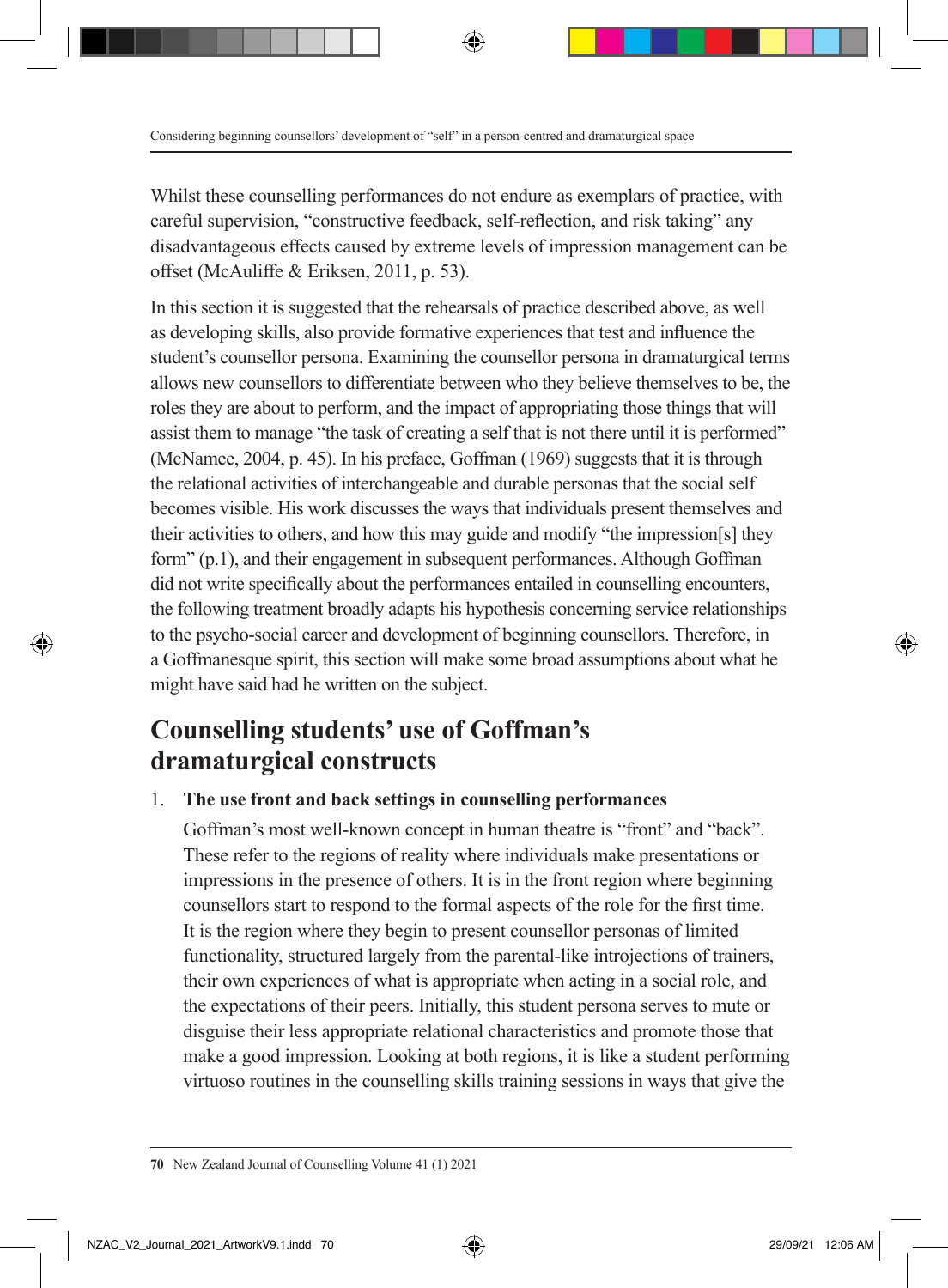Whilst these counselling performances do not endure as exemplars of practice, with careful supervision, "constructive feedback, self-reflection, and risk taking" any disadvantageous effects caused by extreme levels of impression management can be offset (McAuliffe & Eriksen, 2011, p. 53).

In this section it is suggested that the rehearsals of practice described above, as well as developing skills, also provide formative experiences that test and influence the student's counsellor persona. Examining the counsellor persona in dramaturgical terms allows new counsellors to differentiate between who they believe themselves to be, the roles they are about to perform, and the impact of appropriating those things that will assist them to manage "the task of creating a self that is not there until it is performed" (McNamee, 2004, p. 45). In his preface, Goffman (1969) suggests that it is through the relational activities of interchangeable and durable personas that the social self becomes visible. His work discusses the ways that individuals present themselves and their activities to others, and how this may guide and modify "the impression[s] they form" (p.1), and their engagement in subsequent performances. Although Goffman did not write specifically about the performances entailed in counselling encounters, the following treatment broadly adapts his hypothesis concerning service relationships to the psycho-social career and development of beginning counsellors. Therefore, in a Goffmanesque spirit, this section will make some broad assumptions about what he might have said had he written on the subject.

## Counselling students' use of Goffman's dramaturgical constructs

1. **The use front and back settings in counselling performances**

   Goffman's most well-known concept in human theatre is "front" and "back". These refer to the regions of reality where individuals make presentations or impressions in the presence of others. It is in the front region where beginning counsellors start to respond to the formal aspects of the role for the first time. It is the region where they begin to present counsellor personas of limited functionality, structured largely from the parental-like introjections of trainers, their own experiences of what is appropriate when acting in a social role, and the expectations of their peers. Initially, this student persona serves to mute or disguise their less appropriate relational characteristics and promote those that make a good impression. Looking at both regions, it is like a student performing virtuoso routines in the counselling skills training sessions in ways that give the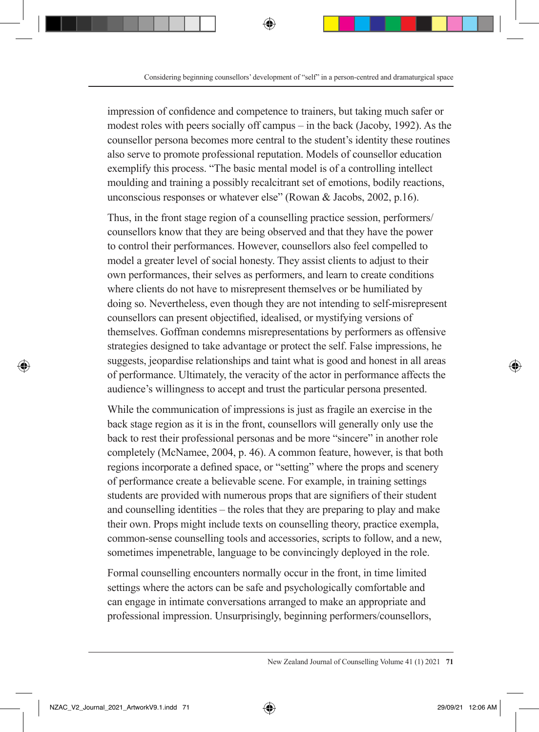impression of confidence and competence to trainers, but taking much safer or modest roles with peers socially off campus – in the back (Jacoby, 1992). As the counsellor persona becomes more central to the student's identity these routines also serve to promote professional reputation. Models of counsellor education exemplify this process. "The basic mental model is of a controlling intellect moulding and training a possibly recalcitrant set of emotions, bodily reactions, unconscious responses or whatever else" (Rowan & Jacobs, 2002, p.16).

Thus, in the front stage region of a counselling practice session, performers/counsellors know that they are being observed and that they have the power to control their performances. However, counsellors also feel compelled to model a greater level of social honesty. They assist clients to adjust to their own performances, their selves as performers, and learn to create conditions where clients do not have to misrepresent themselves or be humiliated by doing so. Nevertheless, even though they are not intending to self-misrepresent counsellors can present objectified, idealised, or mystifying versions of themselves. Goffman condemns misrepresentations by performers as offensive strategies designed to take advantage or protect the self. False impressions, he suggests, jeopardise relationships and taint what is good and honest in all areas of performance. Ultimately, the veracity of the actor in performance affects the audience's willingness to accept and trust the particular persona presented.

While the communication of impressions is just as fragile an exercise in the back stage region as it is in the front, counsellors will generally only use the back to rest their professional personas and be more "sincere" in another role completely (McNamee, 2004, p. 46). A common feature, however, is that both regions incorporate a defined space, or "setting" where the props and scenery of performance create a believable scene. For example, in training settings students are provided with numerous props that are signifiers of their student and counselling identities – the roles that they are preparing to play and make their own. Props might include texts on counselling theory, practice exempla, common-sense counselling tools and accessories, scripts to follow, and a new, sometimes impenetrable, language to be convincingly deployed in the role.

Formal counselling encounters normally occur in the front, in time limited settings where the actors can be safe and psychologically comfortable and can engage in intimate conversations arranged to make an appropriate and professional impression. Unsurprisingly, beginning performers/counsellors,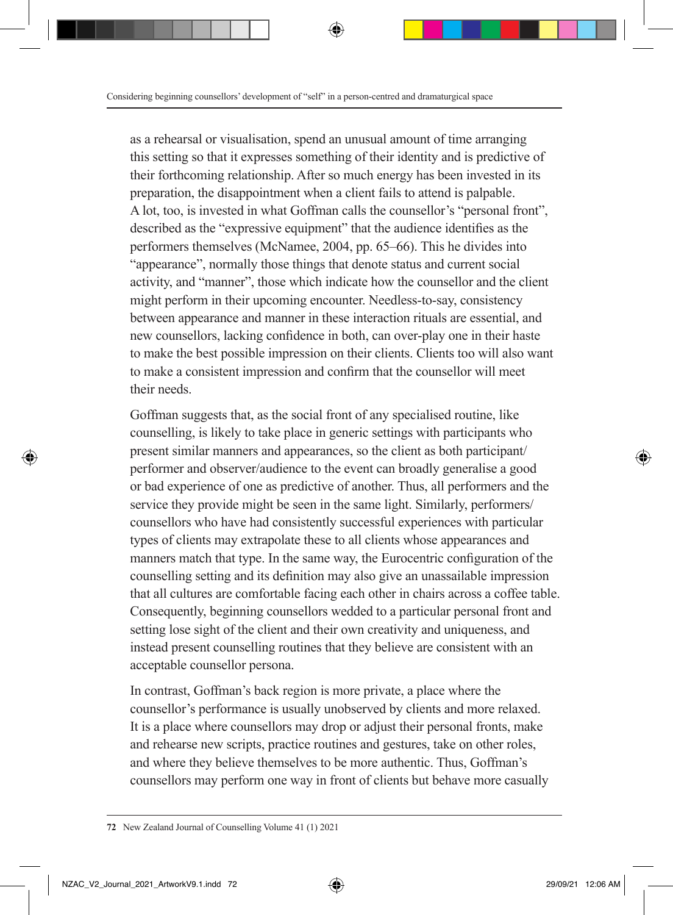as a rehearsal or visualisation, spend an unusual amount of time arranging this setting so that it expresses something of their identity and is predictive of their forthcoming relationship. After so much energy has been invested in its preparation, the disappointment when a client fails to attend is palpable. A lot, too, is invested in what Goffman calls the counsellor's "personal front", described as the "expressive equipment" that the audience identifies as the performers themselves (McNamee, 2004, pp. 65–66). This he divides into "appearance", normally those things that denote status and current social activity, and "manner", those which indicate how the counsellor and the client might perform in their upcoming encounter. Needless-to-say, consistency between appearance and manner in these interaction rituals are essential, and new counsellors, lacking confidence in both, can over-play one in their haste to make the best possible impression on their clients. Clients too will also want to make a consistent impression and confirm that the counsellor will meet their needs.

Goffman suggests that, as the social front of any specialised routine, like counselling, is likely to take place in generic settings with participants who present similar manners and appearances, so the client as both participant/performer and observer/audience to the event can broadly generalise a good or bad experience of one as predictive of another. Thus, all performers and the service they provide might be seen in the same light. Similarly, performers/counsellors who have had consistently successful experiences with particular types of clients may extrapolate these to all clients whose appearances and manners match that type. In the same way, the Eurocentric configuration of the counselling setting and its definition may also give an unassailable impression that all cultures are comfortable facing each other in chairs across a coffee table. Consequently, beginning counsellors wedded to a particular personal front and setting lose sight of the client and their own creativity and uniqueness, and instead present counselling routines that they believe are consistent with an acceptable counsellor persona.

In contrast, Goffman's back region is more private, a place where the counsellor's performance is usually unobserved by clients and more relaxed. It is a place where counsellors may drop or adjust their personal fronts, make and rehearse new scripts, practice routines and gestures, take on other roles, and where they believe themselves to be more authentic. Thus, Goffman's counsellors may perform one way in front of clients but behave more casually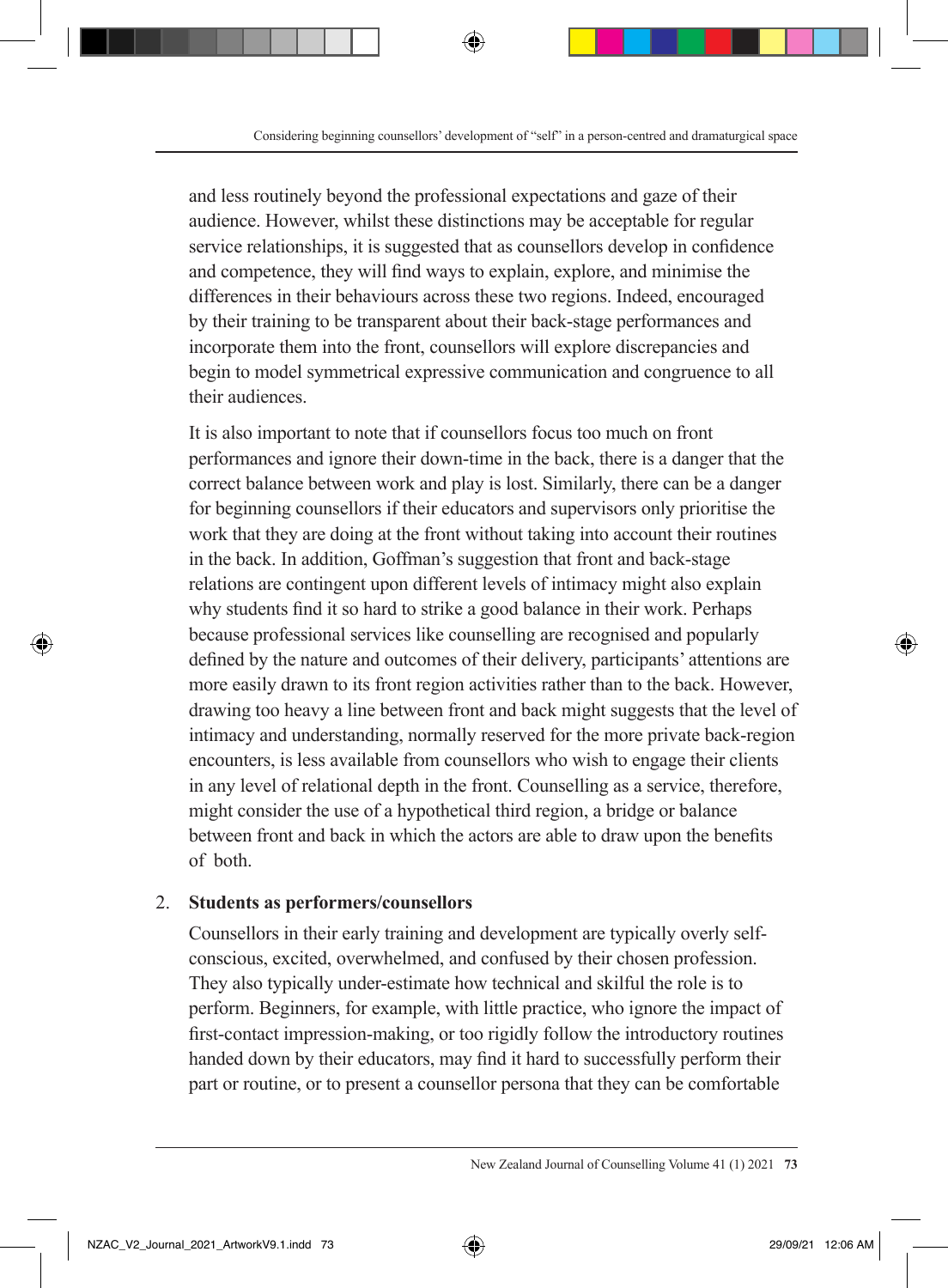and less routinely beyond the professional expectations and gaze of their audience. However, whilst these distinctions may be acceptable for regular service relationships, it is suggested that as counsellors develop in confidence and competence, they will find ways to explain, explore, and minimise the differences in their behaviours across these two regions. Indeed, encouraged by their training to be transparent about their back-stage performances and incorporate them into the front, counsellors will explore discrepancies and begin to model symmetrical expressive communication and congruence to all their audiences.

It is also important to note that if counsellors focus too much on front performances and ignore their down-time in the back, there is a danger that the correct balance between work and play is lost. Similarly, there can be a danger for beginning counsellors if their educators and supervisors only prioritise the work that they are doing at the front without taking into account their routines in the back. In addition, Goffman's suggestion that front and back-stage relations are contingent upon different levels of intimacy might also explain why students find it so hard to strike a good balance in their work. Perhaps because professional services like counselling are recognised and popularly defined by the nature and outcomes of their delivery, participants' attentions are more easily drawn to its front region activities rather than to the back. However, drawing too heavy a line between front and back might suggests that the level of intimacy and understanding, normally reserved for the more private back-region encounters, is less available from counsellors who wish to engage their clients in any level of relational depth in the front. Counselling as a service, therefore, might consider the use of a hypothetical third region, a bridge or balance between front and back in which the actors are able to draw upon the benefits of both.

2. **Students as performers/counsellors**

Counsellors in their early training and development are typically overly self-conscious, excited, overwhelmed, and confused by their chosen profession. They also typically under-estimate how technical and skilful the role is to perform. Beginners, for example, with little practice, who ignore the impact of first-contact impression-making, or too rigidly follow the introductory routines handed down by their educators, may find it hard to successfully perform their part or routine, or to present a counsellor persona that they can be comfortable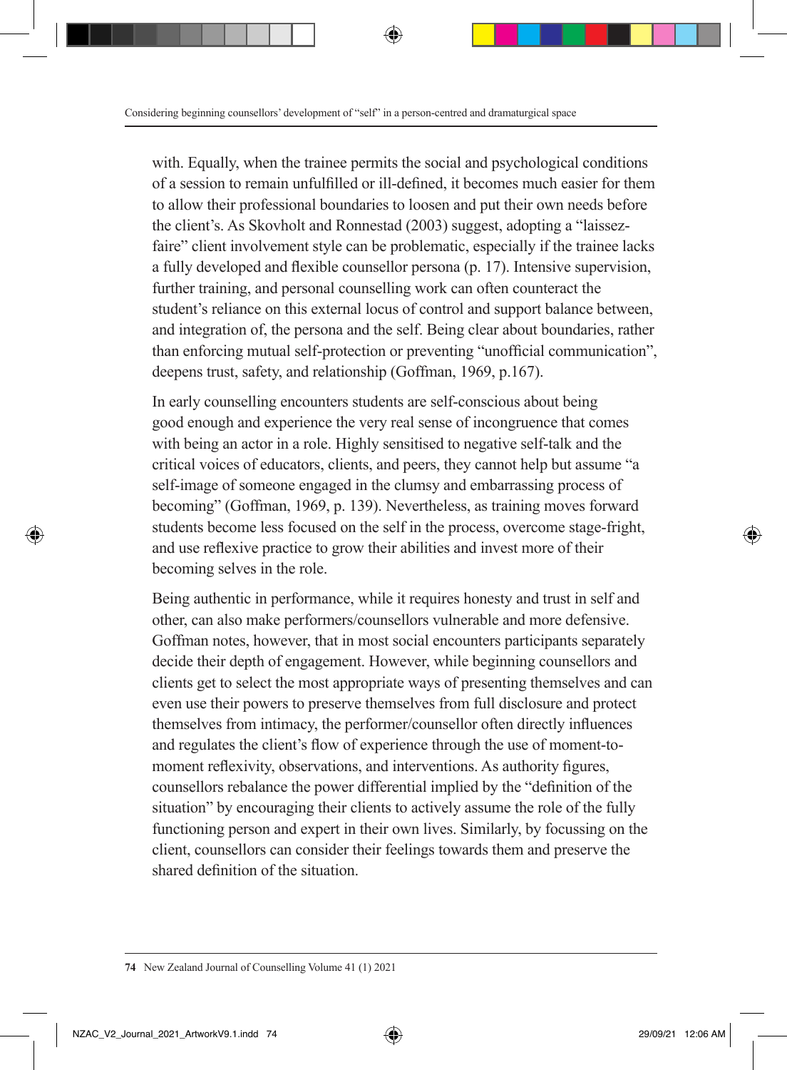with. Equally, when the trainee permits the social and psychological conditions of a session to remain unfulfilled or ill-defined, it becomes much easier for them to allow their professional boundaries to loosen and put their own needs before the client's. As Skovholt and Ronnestad (2003) suggest, adopting a "laissez-faire" client involvement style can be problematic, especially if the trainee lacks a fully developed and flexible counsellor persona (p. 17). Intensive supervision, further training, and personal counselling work can often counteract the student's reliance on this external locus of control and support balance between, and integration of, the persona and the self. Being clear about boundaries, rather than enforcing mutual self-protection or preventing "unofficial communication", deepens trust, safety, and relationship (Goffman, 1969, p.167).

In early counselling encounters students are self-conscious about being good enough and experience the very real sense of incongruence that comes with being an actor in a role. Highly sensitised to negative self-talk and the critical voices of educators, clients, and peers, they cannot help but assume "a self-image of someone engaged in the clumsy and embarrassing process of becoming" (Goffman, 1969, p. 139). Nevertheless, as training moves forward students become less focused on the self in the process, overcome stage-fright, and use reflexive practice to grow their abilities and invest more of their becoming selves in the role.

Being authentic in performance, while it requires honesty and trust in self and other, can also make performers/counsellors vulnerable and more defensive. Goffman notes, however, that in most social encounters participants separately decide their depth of engagement. However, while beginning counsellors and clients get to select the most appropriate ways of presenting themselves and can even use their powers to preserve themselves from full disclosure and protect themselves from intimacy, the performer/counsellor often directly influences and regulates the client's flow of experience through the use of moment-to-moment reflexivity, observations, and interventions. As authority figures, counsellors rebalance the power differential implied by the "definition of the situation" by encouraging their clients to actively assume the role of the fully functioning person and expert in their own lives. Similarly, by focussing on the client, counsellors can consider their feelings towards them and preserve the shared definition of the situation.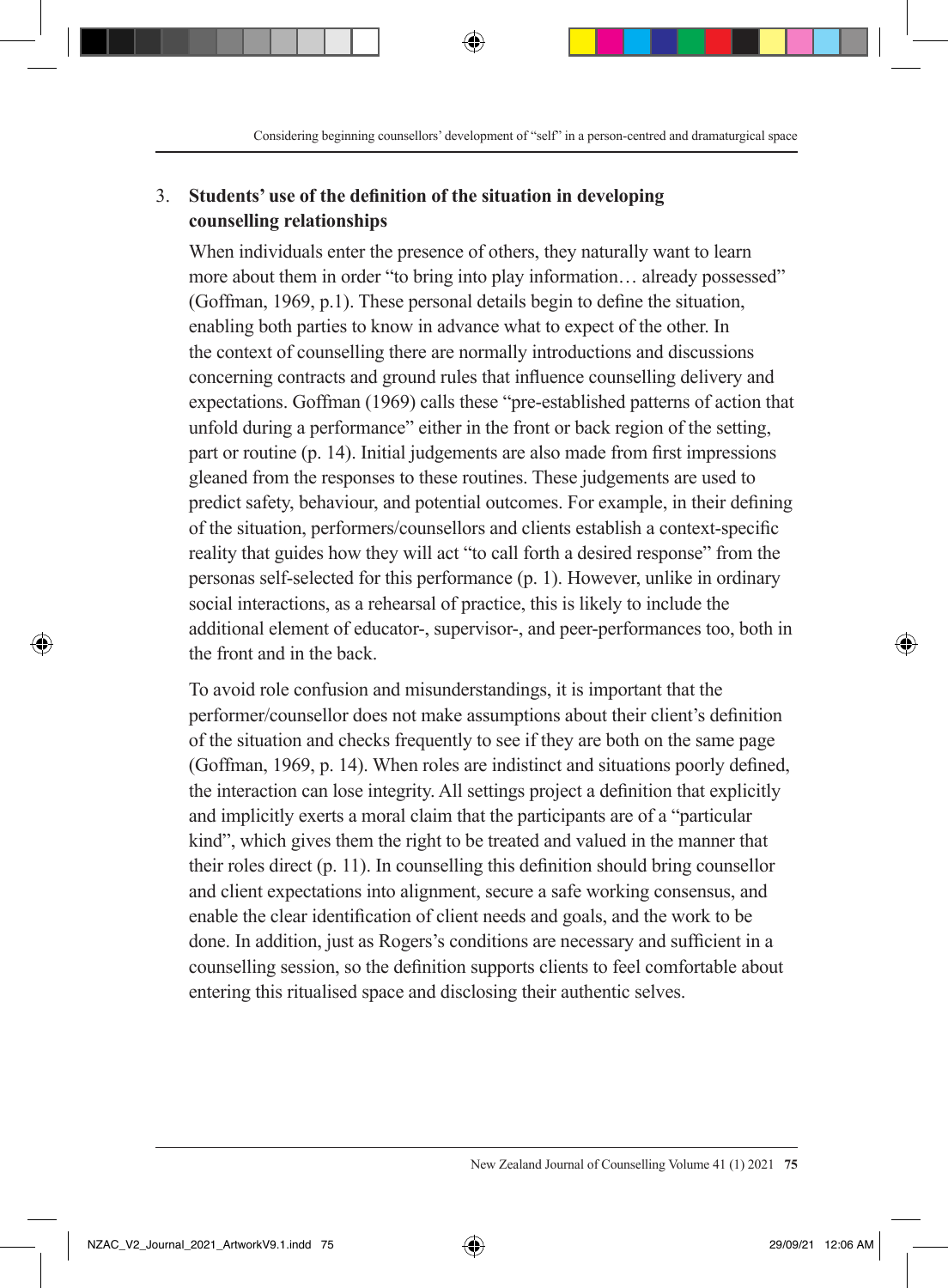3. **Students' use of the definition of the situation in developing counselling relationships**

When individuals enter the presence of others, they naturally want to learn more about them in order "to bring into play information… already possessed" (Goffman, 1969, p.1). These personal details begin to define the situation, enabling both parties to know in advance what to expect of the other. In the context of counselling there are normally introductions and discussions concerning contracts and ground rules that influence counselling delivery and expectations. Goffman (1969) calls these "pre-established patterns of action that unfold during a performance" either in the front or back region of the setting, part or routine (p. 14). Initial judgements are also made from first impressions gleaned from the responses to these routines. These judgements are used to predict safety, behaviour, and potential outcomes. For example, in their defining of the situation, performers/counsellors and clients establish a context-specific reality that guides how they will act "to call forth a desired response" from the personas self-selected for this performance (p. 1). However, unlike in ordinary social interactions, as a rehearsal of practice, this is likely to include the additional element of educator-, supervisor-, and peer-performances too, both in the front and in the back.

To avoid role confusion and misunderstandings, it is important that the performer/counsellor does not make assumptions about their client's definition of the situation and checks frequently to see if they are both on the same page (Goffman, 1969, p. 14). When roles are indistinct and situations poorly defined, the interaction can lose integrity. All settings project a definition that explicitly and implicitly exerts a moral claim that the participants are of a "particular kind", which gives them the right to be treated and valued in the manner that their roles direct (p. 11). In counselling this definition should bring counsellor and client expectations into alignment, secure a safe working consensus, and enable the clear identification of client needs and goals, and the work to be done. In addition, just as Rogers's conditions are necessary and sufficient in a counselling session, so the definition supports clients to feel comfortable about entering this ritualised space and disclosing their authentic selves.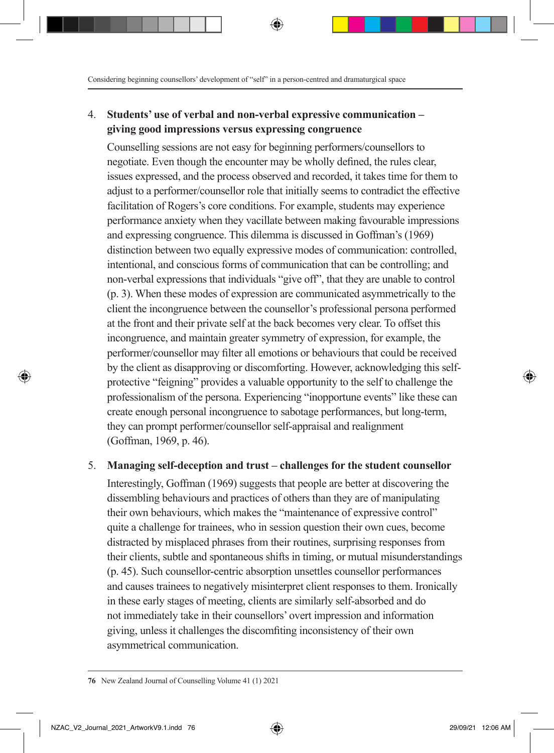4. **Students' use of verbal and non-verbal expressive communication – giving good impressions versus expressing congruence**

   Counselling sessions are not easy for beginning performers/counsellors to negotiate. Even though the encounter may be wholly defined, the rules clear, issues expressed, and the process observed and recorded, it takes time for them to adjust to a performer/counsellor role that initially seems to contradict the effective facilitation of Rogers's core conditions. For example, students may experience performance anxiety when they vacillate between making favourable impressions and expressing congruence. This dilemma is discussed in Goffman's (1969) distinction between two equally expressive modes of communication: controlled, intentional, and conscious forms of communication that can be controlling; and non-verbal expressions that individuals "give off", that they are unable to control (p. 3). When these modes of expression are communicated asymmetrically to the client the incongruence between the counsellor's professional persona performed at the front and their private self at the back becomes very clear. To offset this incongruence, and maintain greater symmetry of expression, for example, the performer/counsellor may filter all emotions or behaviours that could be received by the client as disapproving or discomforting. However, acknowledging this self-protective "feigning" provides a valuable opportunity to the self to challenge the professionalism of the persona. Experiencing "inopportune events" like these can create enough personal incongruence to sabotage performances, but long-term, they can prompt performer/counsellor self-appraisal and realignment (Goffman, 1969, p. 46).

5. **Managing self-deception and trust – challenges for the student counsellor**

   Interestingly, Goffman (1969) suggests that people are better at discovering the dissembling behaviours and practices of others than they are of manipulating their own behaviours, which makes the "maintenance of expressive control" quite a challenge for trainees, who in session question their own cues, become distracted by misplaced phrases from their routines, surprising responses from their clients, subtle and spontaneous shifts in timing, or mutual misunderstandings (p. 45). Such counsellor-centric absorption unsettles counsellor performances and causes trainees to negatively misinterpret client responses to them. Ironically in these early stages of meeting, clients are similarly self-absorbed and do not immediately take in their counsellors' overt impression and information giving, unless it challenges the discomfiting inconsistency of their own asymmetrical communication.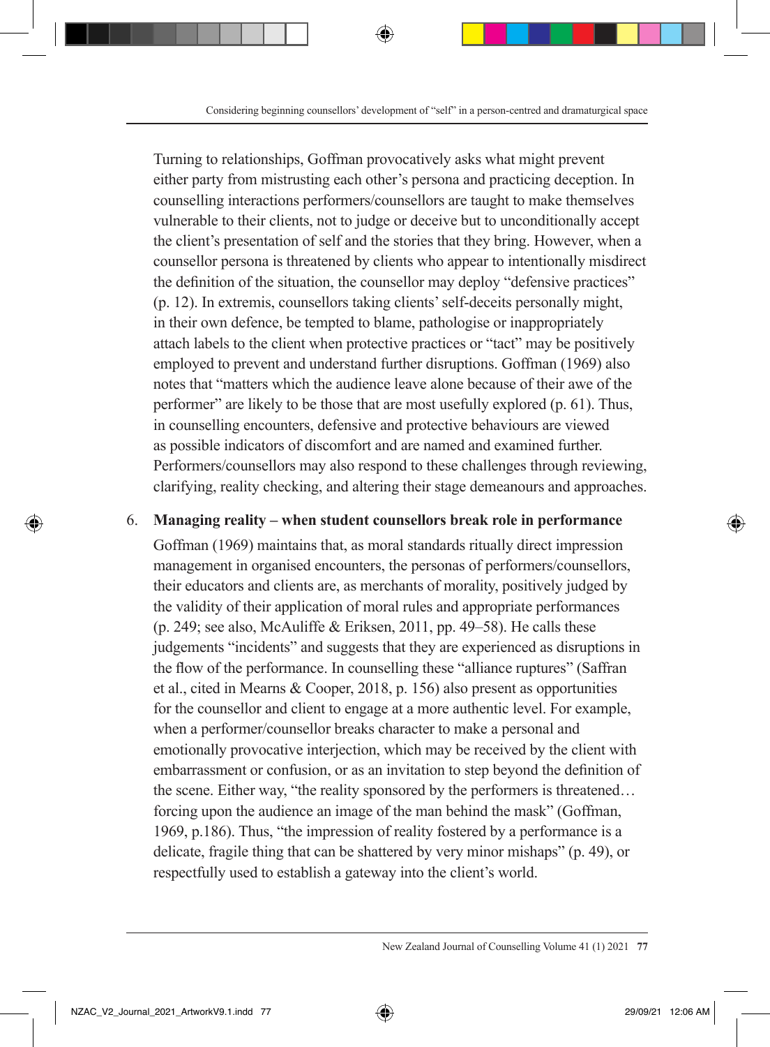Turning to relationships, Goffman provocatively asks what might prevent either party from mistrusting each other's persona and practicing deception. In counselling interactions performers/counsellors are taught to make themselves vulnerable to their clients, not to judge or deceive but to unconditionally accept the client's presentation of self and the stories that they bring. However, when a counsellor persona is threatened by clients who appear to intentionally misdirect the definition of the situation, the counsellor may deploy "defensive practices" (p. 12). In extremis, counsellors taking clients' self-deceits personally might, in their own defence, be tempted to blame, pathologise or inappropriately attach labels to the client when protective practices or "tact" may be positively employed to prevent and understand further disruptions. Goffman (1969) also notes that "matters which the audience leave alone because of their awe of the performer" are likely to be those that are most usefully explored (p. 61). Thus, in counselling encounters, defensive and protective behaviours are viewed as possible indicators of discomfort and are named and examined further. Performers/counsellors may also respond to these challenges through reviewing, clarifying, reality checking, and altering their stage demeanours and approaches.

6. **Managing reality – when student counsellors break role in performance**

Goffman (1969) maintains that, as moral standards ritually direct impression management in organised encounters, the personas of performers/counsellors, their educators and clients are, as merchants of morality, positively judged by the validity of their application of moral rules and appropriate performances (p. 249; see also, McAuliffe & Eriksen, 2011, pp. 49–58). He calls these judgements "incidents" and suggests that they are experienced as disruptions in the flow of the performance. In counselling these "alliance ruptures" (Saffran et al., cited in Mearns & Cooper, 2018, p. 156) also present as opportunities for the counsellor and client to engage at a more authentic level. For example, when a performer/counsellor breaks character to make a personal and emotionally provocative interjection, which may be received by the client with embarrassment or confusion, or as an invitation to step beyond the definition of the scene. Either way, "the reality sponsored by the performers is threatened… forcing upon the audience an image of the man behind the mask" (Goffman, 1969, p.186). Thus, "the impression of reality fostered by a performance is a delicate, fragile thing that can be shattered by very minor mishaps" (p. 49), or respectfully used to establish a gateway into the client's world.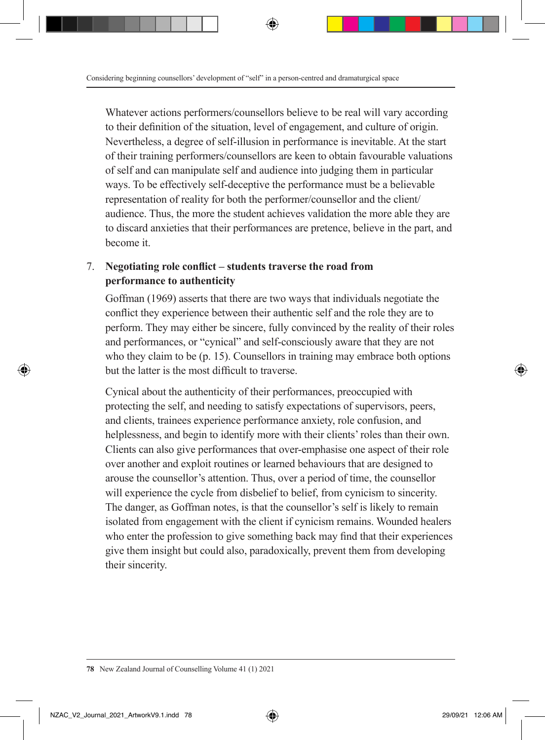Whatever actions performers/counsellors believe to be real will vary according to their definition of the situation, level of engagement, and culture of origin. Nevertheless, a degree of self-illusion in performance is inevitable. At the start of their training performers/counsellors are keen to obtain favourable valuations of self and can manipulate self and audience into judging them in particular ways. To be effectively self-deceptive the performance must be a believable representation of reality for both the performer/counsellor and the client/audience. Thus, the more the student achieves validation the more able they are to discard anxieties that their performances are pretence, believe in the part, and become it.

7. **Negotiating role conflict – students traverse the road from performance to authenticity**

   Goffman (1969) asserts that there are two ways that individuals negotiate the conflict they experience between their authentic self and the role they are to perform. They may either be sincere, fully convinced by the reality of their roles and performances, or "cynical" and self-consciously aware that they are not who they claim to be (p. 15). Counsellors in training may embrace both options but the latter is the most difficult to traverse.

   Cynical about the authenticity of their performances, preoccupied with protecting the self, and needing to satisfy expectations of supervisors, peers, and clients, trainees experience performance anxiety, role confusion, and helplessness, and begin to identify more with their clients' roles than their own. Clients can also give performances that over-emphasise one aspect of their role over another and exploit routines or learned behaviours that are designed to arouse the counsellor's attention. Thus, over a period of time, the counsellor will experience the cycle from disbelief to belief, from cynicism to sincerity. The danger, as Goffman notes, is that the counsellor's self is likely to remain isolated from engagement with the client if cynicism remains. Wounded healers who enter the profession to give something back may find that their experiences give them insight but could also, paradoxically, prevent them from developing their sincerity.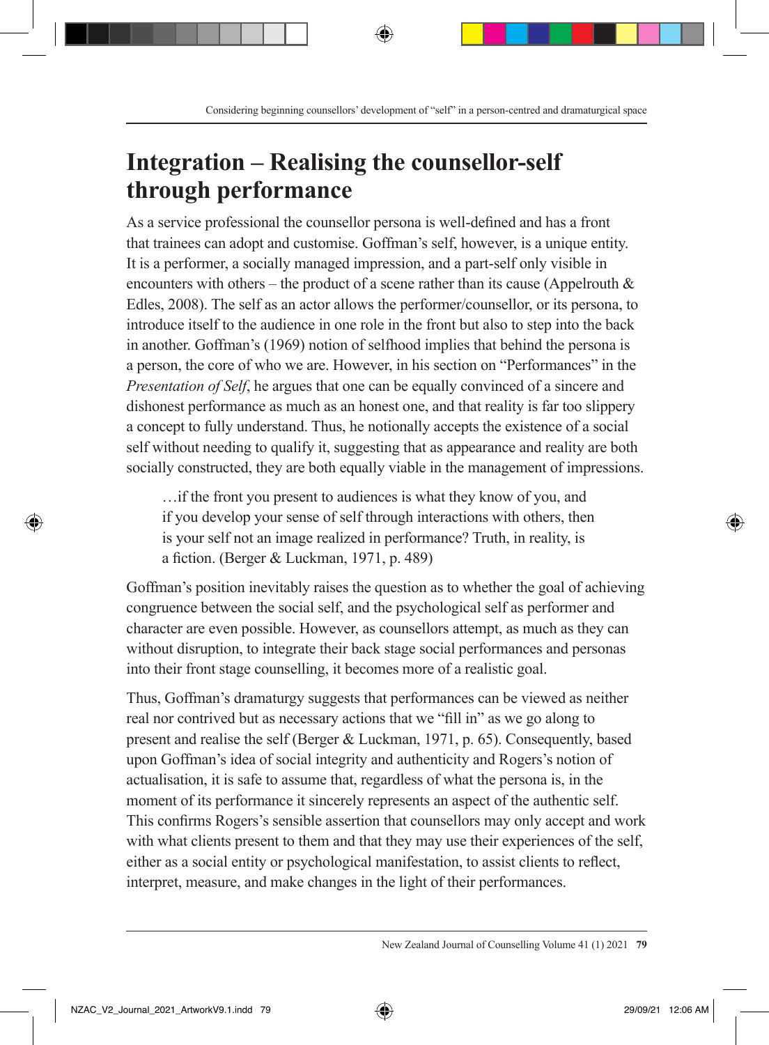# Integration – Realising the counsellor-self through performance

As a service professional the counsellor persona is well-defined and has a front that trainees can adopt and customise. Goffman's self, however, is a unique entity. It is a performer, a socially managed impression, and a part-self only visible in encounters with others – the product of a scene rather than its cause (Appelrouth & Edles, 2008). The self as an actor allows the performer/counsellor, or its persona, to introduce itself to the audience in one role in the front but also to step into the back in another. Goffman's (1969) notion of selfhood implies that behind the persona is a person, the core of who we are. However, in his section on "Performances" in the *Presentation of Self*, he argues that one can be equally convinced of a sincere and dishonest performance as much as an honest one, and that reality is far too slippery a concept to fully understand. Thus, he notionally accepts the existence of a social self without needing to qualify it, suggesting that as appearance and reality are both socially constructed, they are both equally viable in the management of impressions.

> …if the front you present to audiences is what they know of you, and if you develop your sense of self through interactions with others, then is your self not an image realized in performance? Truth, in reality, is a fiction. (Berger & Luckman, 1971, p. 489)

Goffman's position inevitably raises the question as to whether the goal of achieving congruence between the social self, and the psychological self as performer and character are even possible. However, as counsellors attempt, as much as they can without disruption, to integrate their back stage social performances and personas into their front stage counselling, it becomes more of a realistic goal.

Thus, Goffman's dramaturgy suggests that performances can be viewed as neither real nor contrived but as necessary actions that we "fill in" as we go along to present and realise the self (Berger & Luckman, 1971, p. 65). Consequently, based upon Goffman's idea of social integrity and authenticity and Rogers's notion of actualisation, it is safe to assume that, regardless of what the persona is, in the moment of its performance it sincerely represents an aspect of the authentic self. This confirms Rogers's sensible assertion that counsellors may only accept and work with what clients present to them and that they may use their experiences of the self, either as a social entity or psychological manifestation, to assist clients to reflect, interpret, measure, and make changes in the light of their performances.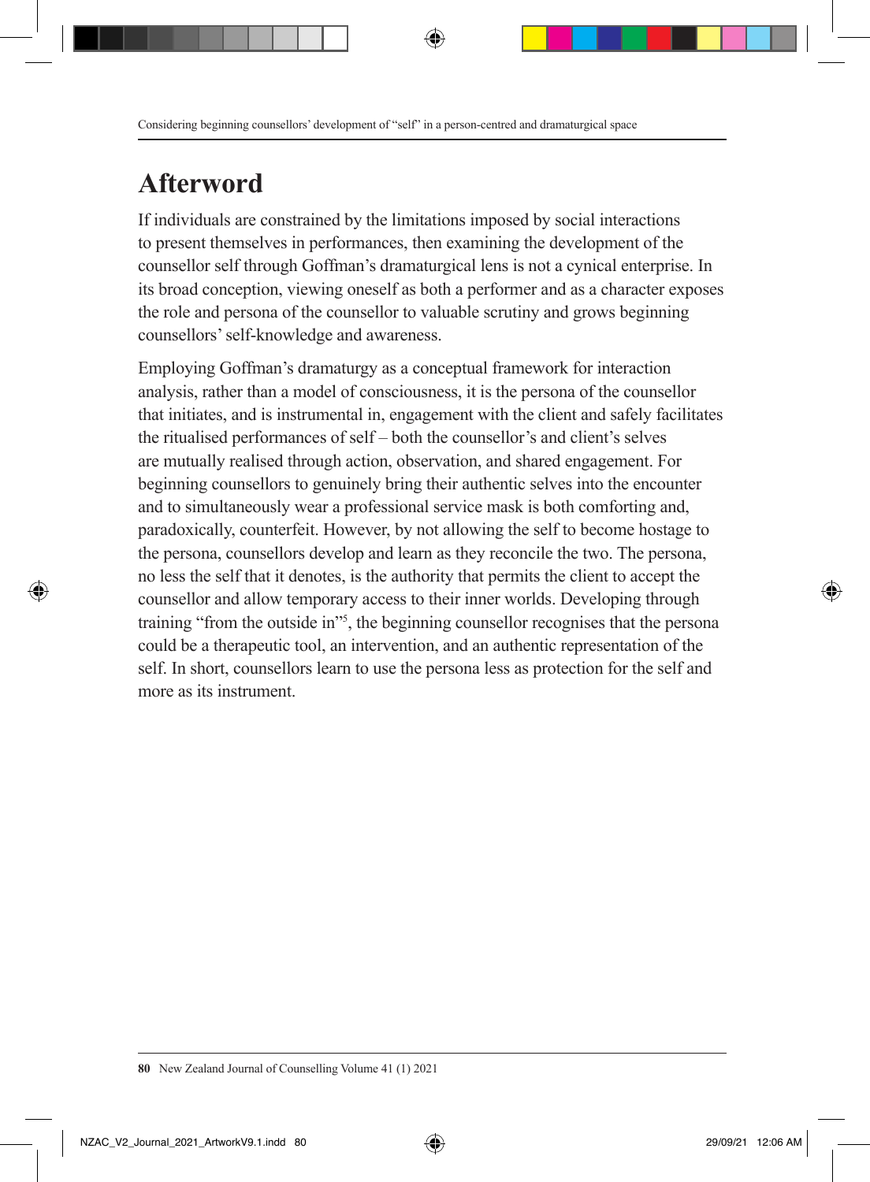# Afterword

If individuals are constrained by the limitations imposed by social interactions to present themselves in performances, then examining the development of the counsellor self through Goffman's dramaturgical lens is not a cynical enterprise. In its broad conception, viewing oneself as both a performer and as a character exposes the role and persona of the counsellor to valuable scrutiny and grows beginning counsellors' self-knowledge and awareness.

Employing Goffman's dramaturgy as a conceptual framework for interaction analysis, rather than a model of consciousness, it is the persona of the counsellor that initiates, and is instrumental in, engagement with the client and safely facilitates the ritualised performances of self – both the counsellor's and client's selves are mutually realised through action, observation, and shared engagement. For beginning counsellors to genuinely bring their authentic selves into the encounter and to simultaneously wear a professional service mask is both comforting and, paradoxically, counterfeit. However, by not allowing the self to become hostage to the persona, counsellors develop and learn as they reconcile the two. The persona, no less the self that it denotes, is the authority that permits the client to accept the counsellor and allow temporary access to their inner worlds. Developing through training "from the outside in"[5], the beginning counsellor recognises that the persona could be a therapeutic tool, an intervention, and an authentic representation of the self. In short, counsellors learn to use the persona less as protection for the self and more as its instrument.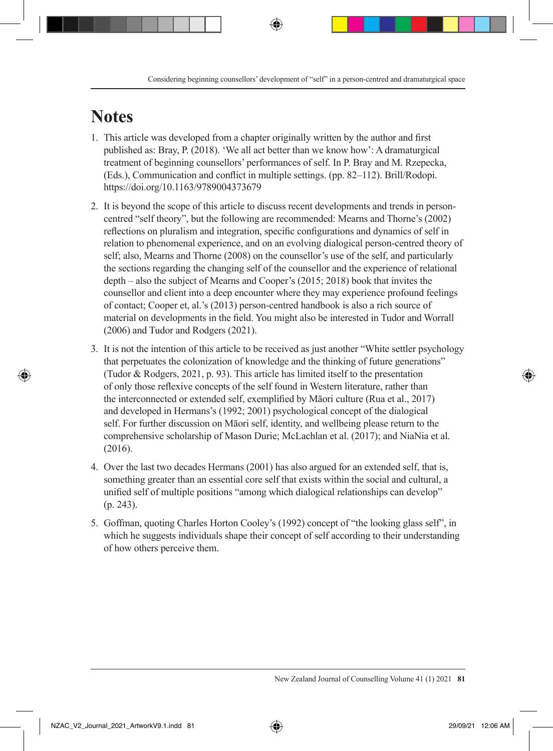# Notes

1. This article was developed from a chapter originally written by the author and first published as: Bray, P. (2018). 'We all act better than we know how': A dramaturgical treatment of beginning counsellors' performances of self. In P. Bray and M. Rzepecka, (Eds.), Communication and conflict in multiple settings. (pp. 82–112). Brill/Rodopi. https://doi.org/10.1163/9789004373679

2. It is beyond the scope of this article to discuss recent developments and trends in person-centred "self theory", but the following are recommended: Mearns and Thorne's (2002) reflections on pluralism and integration, specific configurations and dynamics of self in relation to phenomenal experience, and on an evolving dialogical person-centred theory of self; also, Mearns and Thorne (2008) on the counsellor's use of the self, and particularly the sections regarding the changing self of the counsellor and the experience of relational depth – also the subject of Mearns and Cooper's (2015; 2018) book that invites the counsellor and client into a deep encounter where they may experience profound feelings of contact; Cooper et, al.'s (2013) person-centred handbook is also a rich source of material on developments in the field. You might also be interested in Tudor and Worrall (2006) and Tudor and Rodgers (2021).

3. It is not the intention of this article to be received as just another "White settler psychology that perpetuates the colonization of knowledge and the thinking of future generations" (Tudor & Rodgers, 2021, p. 93). This article has limited itself to the presentation of only those reflexive concepts of the self found in Western literature, rather than the interconnected or extended self, exemplified by Māori culture (Rua et al., 2017) and developed in Hermans's (1992; 2001) psychological concept of the dialogical self. For further discussion on Māori self, identity, and wellbeing please return to the comprehensive scholarship of Mason Durie; McLachlan et al. (2017); and NiaNia et al. (2016).

4. Over the last two decades Hermans (2001) has also argued for an extended self, that is, something greater than an essential core self that exists within the social and cultural, a unified self of multiple positions "among which dialogical relationships can develop" (p. 243).

5. Goffman, quoting Charles Horton Cooley's (1992) concept of "the looking glass self", in which he suggests individuals shape their concept of self according to their understanding of how others perceive them.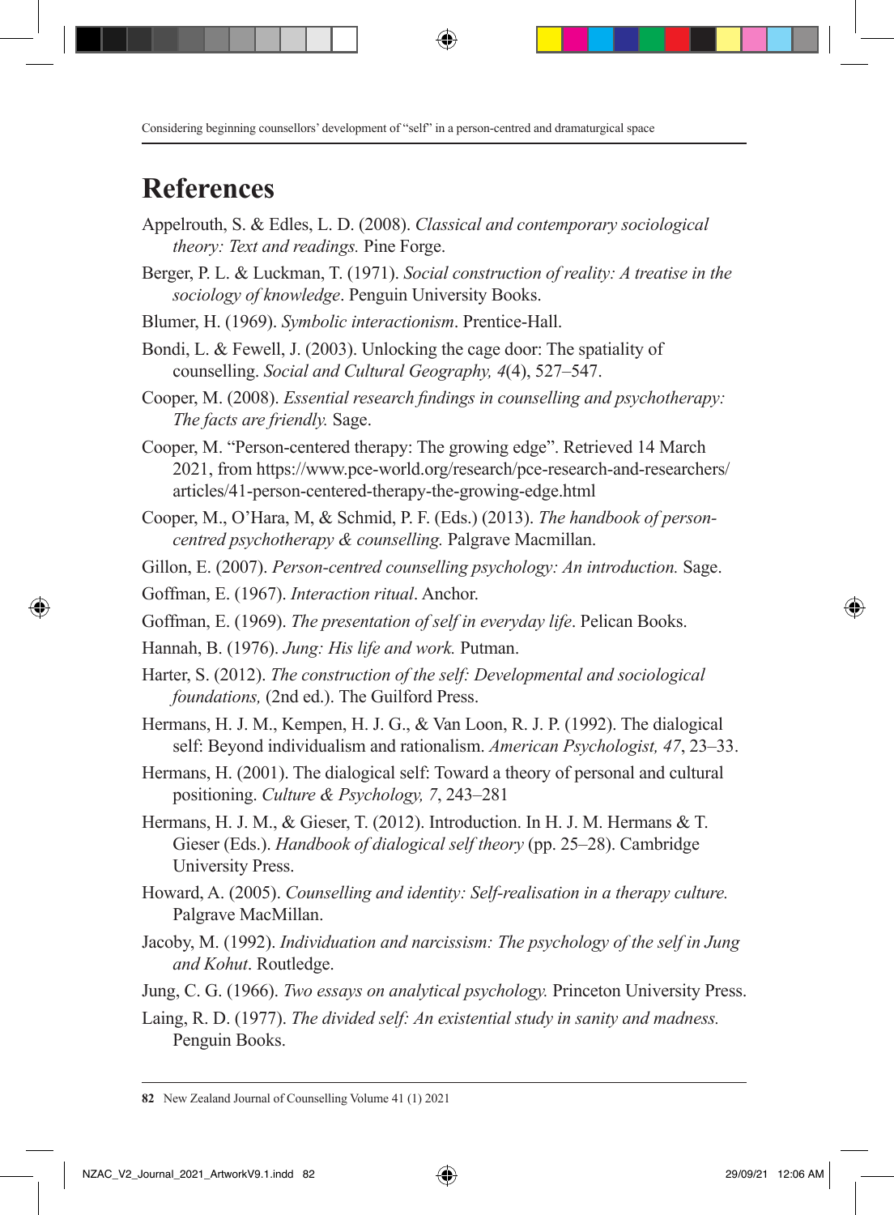# References

Appelrouth, S. & Edles, L. D. (2008). *Classical and contemporary sociological theory: Text and readings.* Pine Forge.

Berger, P. L. & Luckman, T. (1971). *Social construction of reality: A treatise in the sociology of knowledge*. Penguin University Books.

Blumer, H. (1969). *Symbolic interactionism*. Prentice-Hall.

Bondi, L. & Fewell, J. (2003). Unlocking the cage door: The spatiality of counselling. *Social and Cultural Geography, 4*(4), 527–547.

Cooper, M. (2008). *Essential research findings in counselling and psychotherapy: The facts are friendly.* Sage.

Cooper, M. "Person-centered therapy: The growing edge". Retrieved 14 March 2021, from https://www.pce-world.org/research/pce-research-and-researchers/articles/41-person-centered-therapy-the-growing-edge.html

Cooper, M., O'Hara, M, & Schmid, P. F. (Eds.) (2013). *The handbook of person-centred psychotherapy & counselling.* Palgrave Macmillan.

Gillon, E. (2007). *Person-centred counselling psychology: An introduction.* Sage.

Goffman, E. (1967). *Interaction ritual*. Anchor.

Goffman, E. (1969). *The presentation of self in everyday life*. Pelican Books.

Hannah, B. (1976). *Jung: His life and work.* Putman.

Harter, S. (2012). *The construction of the self: Developmental and sociological foundations,* (2nd ed.). The Guilford Press.

Hermans, H. J. M., Kempen, H. J. G., & Van Loon, R. J. P. (1992). The dialogical self: Beyond individualism and rationalism. *American Psychologist, 47*, 23–33.

Hermans, H. (2001). The dialogical self: Toward a theory of personal and cultural positioning. *Culture & Psychology, 7*, 243–281

Hermans, H. J. M., & Gieser, T. (2012). Introduction. In H. J. M. Hermans & T. Gieser (Eds.). *Handbook of dialogical self theory* (pp. 25–28). Cambridge University Press.

Howard, A. (2005). *Counselling and identity: Self-realisation in a therapy culture.* Palgrave MacMillan.

Jacoby, M. (1992). *Individuation and narcissism: The psychology of the self in Jung and Kohut*. Routledge.

Jung, C. G. (1966). *Two essays on analytical psychology.* Princeton University Press.

Laing, R. D. (1977). *The divided self: An existential study in sanity and madness.* Penguin Books.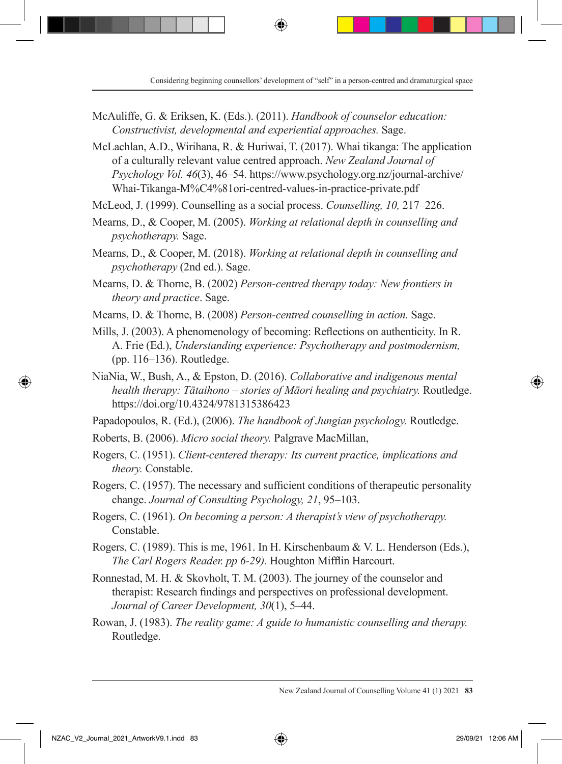McAuliffe, G. & Eriksen, K. (Eds.). (2011). *Handbook of counselor education: Constructivist, developmental and experiential approaches.* Sage.

McLachlan, A.D., Wirihana, R. & Huriwai, T. (2017). Whai tikanga: The application of a culturally relevant value centred approach. *New Zealand Journal of Psychology Vol. 46*(3), 46–54. https://www.psychology.org.nz/journal-archive/Whai-Tikanga-M%C4%81ori-centred-values-in-practice-private.pdf

McLeod, J. (1999). Counselling as a social process. *Counselling, 10,* 217–226.

Mearns, D., & Cooper, M. (2005). *Working at relational depth in counselling and psychotherapy.* Sage.

Mearns, D., & Cooper, M. (2018). *Working at relational depth in counselling and psychotherapy* (2nd ed.). Sage.

Mearns, D. & Thorne, B. (2002) *Person-centred therapy today: New frontiers in theory and practice*. Sage.

Mearns, D. & Thorne, B. (2008) *Person-centred counselling in action.* Sage.

Mills, J. (2003). A phenomenology of becoming: Reflections on authenticity. In R. A. Frie (Ed.), *Understanding experience: Psychotherapy and postmodernism,* (pp. 116–136). Routledge.

NiaNia, W., Bush, A., & Epston, D. (2016). *Collaborative and indigenous mental health therapy: Tātaihono – stories of Māori healing and psychiatry.* Routledge. https://doi.org/10.4324/9781315386423

Papadopoulos, R. (Ed.), (2006). *The handbook of Jungian psychology.* Routledge.

Roberts, B. (2006). *Micro social theory.* Palgrave MacMillan,

Rogers, C. (1951). *Client-centered therapy: Its current practice, implications and theory.* Constable.

Rogers, C. (1957). The necessary and sufficient conditions of therapeutic personality change. *Journal of Consulting Psychology, 21*, 95–103.

Rogers, C. (1961). *On becoming a person: A therapist's view of psychotherapy.* Constable.

Rogers, C. (1989). This is me, 1961. In H. Kirschenbaum & V. L. Henderson (Eds.), *The Carl Rogers Reader. pp 6-29).* Houghton Mifflin Harcourt.

Ronnestad, M. H. & Skovholt, T. M. (2003). The journey of the counselor and therapist: Research findings and perspectives on professional development. *Journal of Career Development, 30*(1), 5–44.

Rowan, J. (1983). *The reality game: A guide to humanistic counselling and therapy.* Routledge.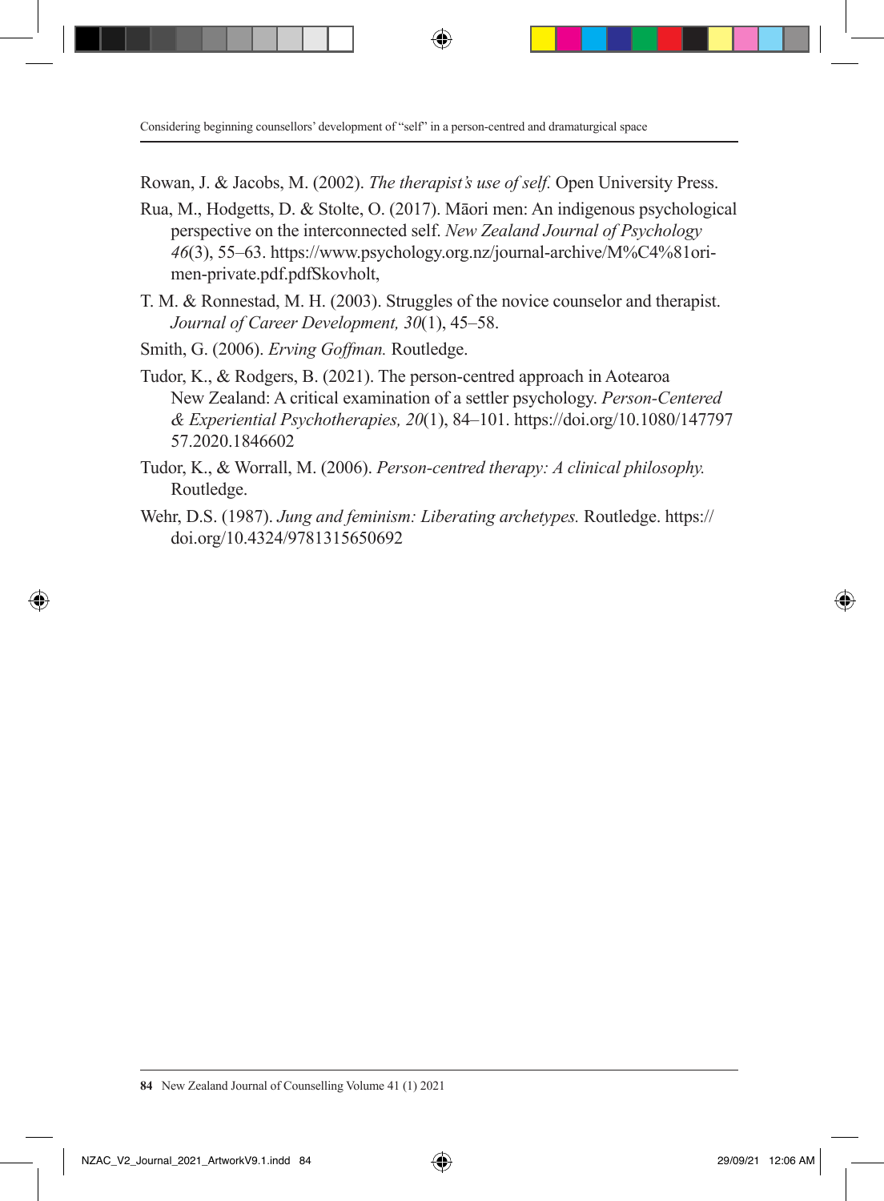Rowan, J. & Jacobs, M. (2002). *The therapist's use of self.* Open University Press.

Rua, M., Hodgetts, D. & Stolte, O. (2017). Māori men: An indigenous psychological perspective on the interconnected self. *New Zealand Journal of Psychology 46*(3), 55–63. https://www.psychology.org.nz/journal-archive/M%C4%81ori-men-private.pdf.pdfSkovholt,

T. M. & Ronnestad, M. H. (2003). Struggles of the novice counselor and therapist. *Journal of Career Development, 30*(1), 45–58.

Smith, G. (2006). *Erving Goffman.* Routledge.

Tudor, K., & Rodgers, B. (2021). The person-centred approach in Aotearoa New Zealand: A critical examination of a settler psychology. *Person-Centered & Experiential Psychotherapies, 20*(1), 84–101. https://doi.org/10.1080/14779757.2020.1846602

Tudor, K., & Worrall, M. (2006). *Person-centred therapy: A clinical philosophy.* Routledge.

Wehr, D.S. (1987). *Jung and feminism: Liberating archetypes.* Routledge. https://doi.org/10.4324/9781315650692